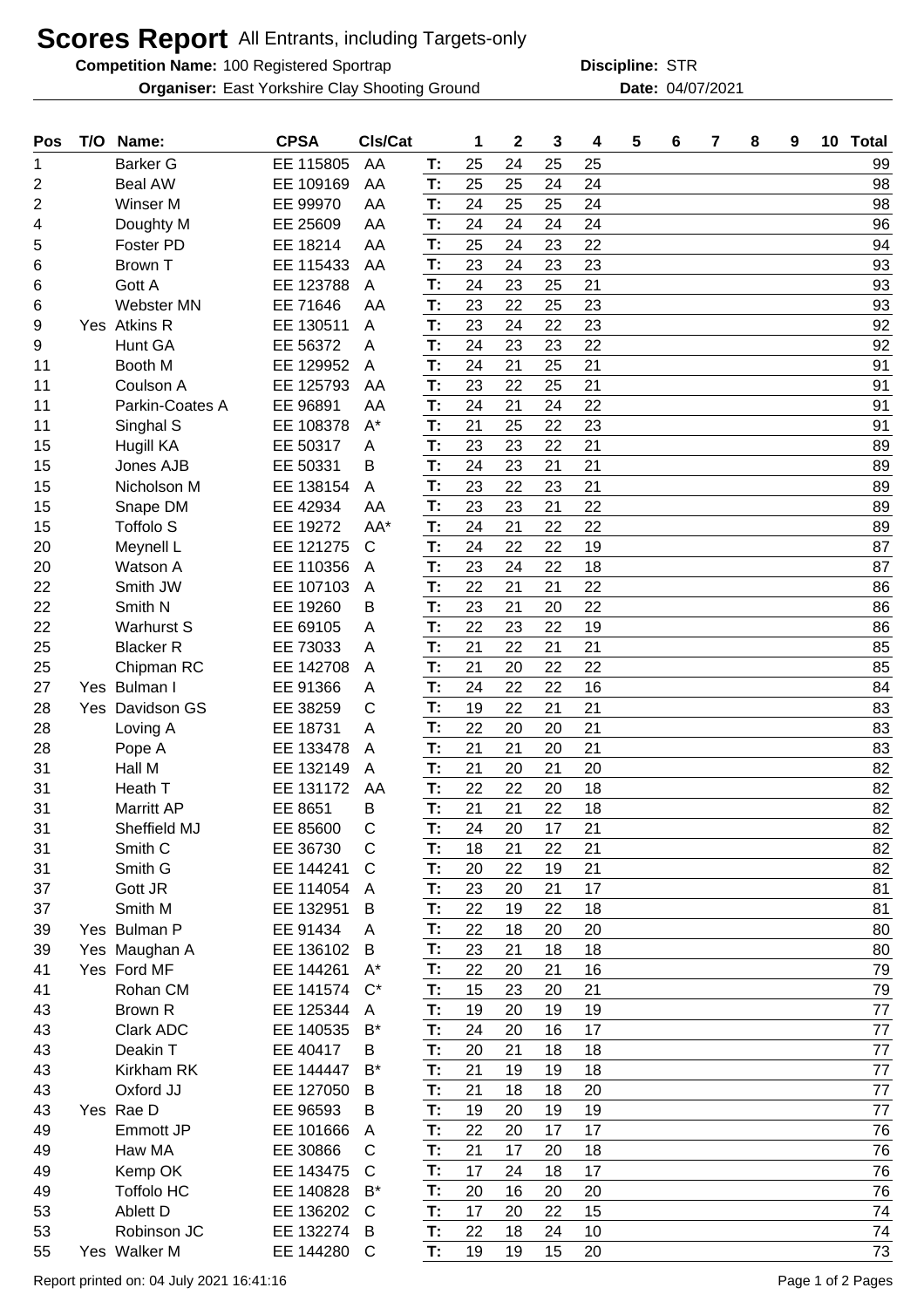# Scores Report All Entrants, including Targets-only

**Competition Name:** 100 Registered Sportrap **Discipline:** STR

**Organiser:** East Yorkshire Clay Shooting Ground **Date:** 04/07/2021

| Pos | T/O | Name: | CPSA | Cls/Cat | | 1 | 2 | 3 | 4 | 5 | 6 | 7 | 8 | 9 | 10 | Total |
|---|---|---|---|---|---|---|---|---|---|---|---|---|---|---|---|---|
| 1 | | Barker G | EE 115805 | AA | T: | 25 | 24 | 25 | 25 | | | | | | | 99 |
| 2 | | Beal AW | EE 109169 | AA | T: | 25 | 25 | 24 | 24 | | | | | | | 98 |
| 2 | | Winser M | EE 99970 | AA | T: | 24 | 25 | 25 | 24 | | | | | | | 98 |
| 4 | | Doughty M | EE 25609 | AA | T: | 24 | 24 | 24 | 24 | | | | | | | 96 |
| 5 | | Foster PD | EE 18214 | AA | T: | 25 | 24 | 23 | 22 | | | | | | | 94 |
| 6 | | Brown T | EE 115433 | AA | T: | 23 | 24 | 23 | 23 | | | | | | | 93 |
| 6 | | Gott A | EE 123788 | A | T: | 24 | 23 | 25 | 21 | | | | | | | 93 |
| 6 | | Webster MN | EE 71646 | AA | T: | 23 | 22 | 25 | 23 | | | | | | | 93 |
| 9 | Yes | Atkins R | EE 130511 | A | T: | 23 | 24 | 22 | 23 | | | | | | | 92 |
| 9 | | Hunt GA | EE 56372 | A | T: | 24 | 23 | 23 | 22 | | | | | | | 92 |
| 11 | | Booth M | EE 129952 | A | T: | 24 | 21 | 25 | 21 | | | | | | | 91 |
| 11 | | Coulson A | EE 125793 | AA | T: | 23 | 22 | 25 | 21 | | | | | | | 91 |
| 11 | | Parkin-Coates A | EE 96891 | AA | T: | 24 | 21 | 24 | 22 | | | | | | | 91 |
| 11 | | Singhal S | EE 108378 | A* | T: | 21 | 25 | 22 | 23 | | | | | | | 91 |
| 15 | | Hugill KA | EE 50317 | A | T: | 23 | 23 | 22 | 21 | | | | | | | 89 |
| 15 | | Jones AJB | EE 50331 | B | T: | 24 | 23 | 21 | 21 | | | | | | | 89 |
| 15 | | Nicholson M | EE 138154 | A | T: | 23 | 22 | 23 | 21 | | | | | | | 89 |
| 15 | | Snape DM | EE 42934 | AA | T: | 23 | 23 | 21 | 22 | | | | | | | 89 |
| 15 | | Toffolo S | EE 19272 | AA* | T: | 24 | 21 | 22 | 22 | | | | | | | 89 |
| 20 | | Meynell L | EE 121275 | C | T: | 24 | 22 | 22 | 19 | | | | | | | 87 |
| 20 | | Watson A | EE 110356 | A | T: | 23 | 24 | 22 | 18 | | | | | | | 87 |
| 22 | | Smith JW | EE 107103 | A | T: | 22 | 21 | 21 | 22 | | | | | | | 86 |
| 22 | | Smith N | EE 19260 | B | T: | 23 | 21 | 20 | 22 | | | | | | | 86 |
| 22 | | Warhurst S | EE 69105 | A | T: | 22 | 23 | 22 | 19 | | | | | | | 86 |
| 25 | | Blacker R | EE 73033 | A | T: | 21 | 22 | 21 | 21 | | | | | | | 85 |
| 25 | | Chipman RC | EE 142708 | A | T: | 21 | 20 | 22 | 22 | | | | | | | 85 |
| 27 | Yes | Bulman I | EE 91366 | A | T: | 24 | 22 | 22 | 16 | | | | | | | 84 |
| 28 | Yes | Davidson GS | EE 38259 | C | T: | 19 | 22 | 21 | 21 | | | | | | | 83 |
| 28 | | Loving A | EE 18731 | A | T: | 22 | 20 | 20 | 21 | | | | | | | 83 |
| 28 | | Pope A | EE 133478 | A | T: | 21 | 21 | 20 | 21 | | | | | | | 83 |
| 31 | | Hall M | EE 132149 | A | T: | 21 | 20 | 21 | 20 | | | | | | | 82 |
| 31 | | Heath T | EE 131172 | AA | T: | 22 | 22 | 20 | 18 | | | | | | | 82 |
| 31 | | Marritt AP | EE 8651 | B | T: | 21 | 21 | 22 | 18 | | | | | | | 82 |
| 31 | | Sheffield MJ | EE 85600 | C | T: | 24 | 20 | 17 | 21 | | | | | | | 82 |
| 31 | | Smith C | EE 36730 | C | T: | 18 | 21 | 22 | 21 | | | | | | | 82 |
| 31 | | Smith G | EE 144241 | C | T: | 20 | 22 | 19 | 21 | | | | | | | 82 |
| 37 | | Gott JR | EE 114054 | A | T: | 23 | 20 | 21 | 17 | | | | | | | 81 |
| 37 | | Smith M | EE 132951 | B | T: | 22 | 19 | 22 | 18 | | | | | | | 81 |
| 39 | Yes | Bulman P | EE 91434 | A | T: | 22 | 18 | 20 | 20 | | | | | | | 80 |
| 39 | Yes | Maughan A | EE 136102 | B | T: | 23 | 21 | 18 | 18 | | | | | | | 80 |
| 41 | Yes | Ford MF | EE 144261 | A* | T: | 22 | 20 | 21 | 16 | | | | | | | 79 |
| 41 | | Rohan CM | EE 141574 | C* | T: | 15 | 23 | 20 | 21 | | | | | | | 79 |
| 43 | | Brown R | EE 125344 | A | T: | 19 | 20 | 19 | 19 | | | | | | | 77 |
| 43 | | Clark ADC | EE 140535 | B* | T: | 24 | 20 | 16 | 17 | | | | | | | 77 |
| 43 | | Deakin T | EE 40417 | B | T: | 20 | 21 | 18 | 18 | | | | | | | 77 |
| 43 | | Kirkham RK | EE 144447 | B* | T: | 21 | 19 | 19 | 18 | | | | | | | 77 |
| 43 | | Oxford JJ | EE 127050 | B | T: | 21 | 18 | 18 | 20 | | | | | | | 77 |
| 43 | Yes | Rae D | EE 96593 | B | T: | 19 | 20 | 19 | 19 | | | | | | | 77 |
| 49 | | Emmott JP | EE 101666 | A | T: | 22 | 20 | 17 | 17 | | | | | | | 76 |
| 49 | | Haw MA | EE 30866 | C | T: | 21 | 17 | 20 | 18 | | | | | | | 76 |
| 49 | | Kemp OK | EE 143475 | C | T: | 17 | 24 | 18 | 17 | | | | | | | 76 |
| 49 | | Toffolo HC | EE 140828 | B* | T: | 20 | 16 | 20 | 20 | | | | | | | 76 |
| 53 | | Ablett D | EE 136202 | C | T: | 17 | 20 | 22 | 15 | | | | | | | 74 |
| 53 | | Robinson JC | EE 132274 | B | T: | 22 | 18 | 24 | 10 | | | | | | | 74 |
| 55 | Yes | Walker M | EE 144280 | C | T: | 19 | 19 | 15 | 20 | | | | | | | 73 |

Report printed on: 04 July 2021 16:41:16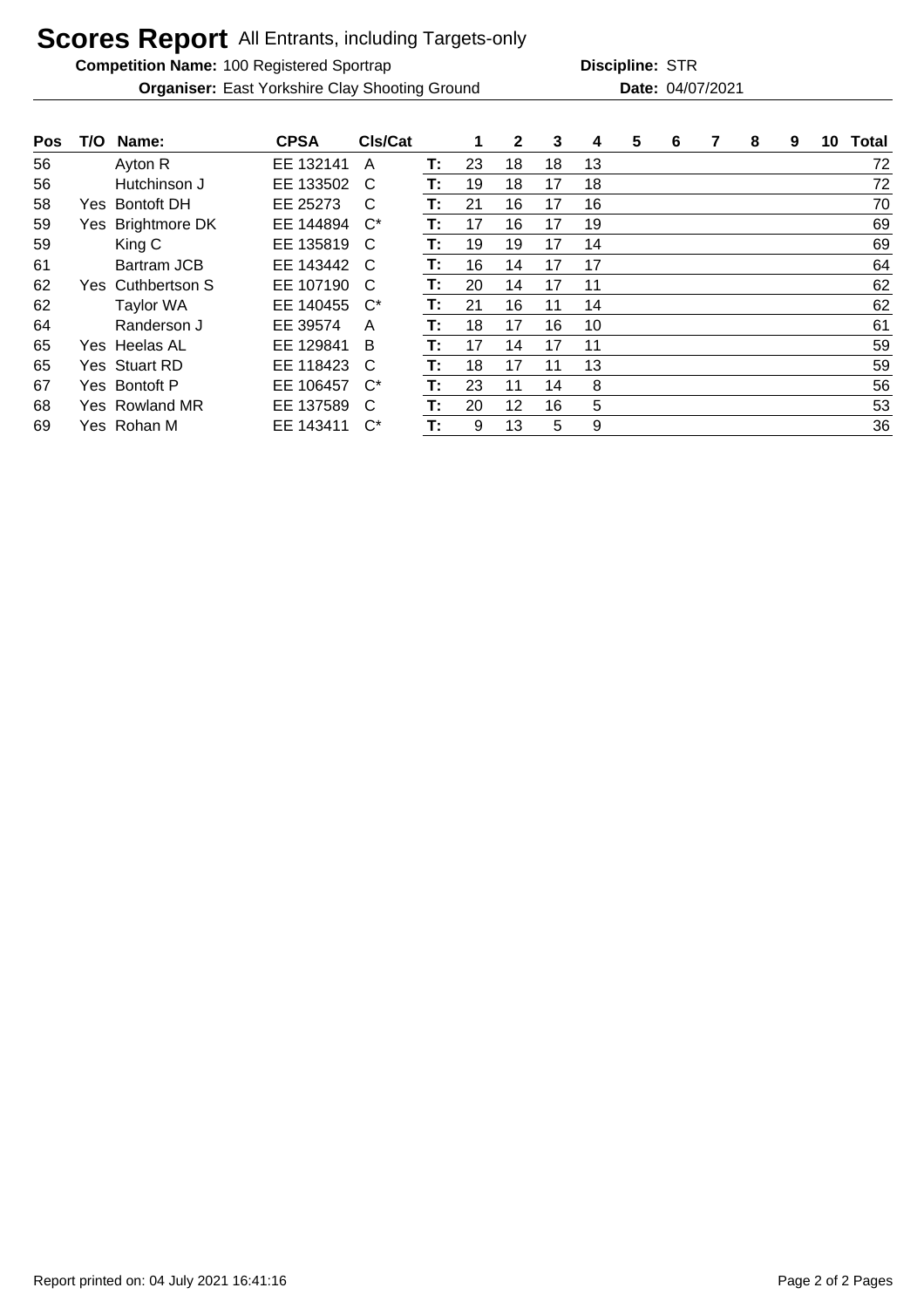# Scores Report All Entrants, including Targets-only

**Competition Name:** 100 Registered Sportrap **Discipline:** STR

**Organiser:** East Yorkshire Clay Shooting Ground **Date:** 04/07/2021

| Pos | T/O | Name: | CPSA | Cls/Cat | | 1 | 2 | 3 | 4 | 5 | 6 | 7 | 8 | 9 | 10 | Total |
|---|---|---|---|---|---|---|---|---|---|---|---|---|---|---|---|---|
| 56 | | Ayton R | EE 132141 | A | T: | 23 | 18 | 18 | 13 | | | | | | | 72 |
| 56 | | Hutchinson J | EE 133502 | C | T: | 19 | 18 | 17 | 18 | | | | | | | 72 |
| 58 | Yes | Bontoft DH | EE 25273 | C | T: | 21 | 16 | 17 | 16 | | | | | | | 70 |
| 59 | Yes | Brightmore DK | EE 144894 | C* | T: | 17 | 16 | 17 | 19 | | | | | | | 69 |
| 59 | | King C | EE 135819 | C | T: | 19 | 19 | 17 | 14 | | | | | | | 69 |
| 61 | | Bartram JCB | EE 143442 | C | T: | 16 | 14 | 17 | 17 | | | | | | | 64 |
| 62 | Yes | Cuthbertson S | EE 107190 | C | T: | 20 | 14 | 17 | 11 | | | | | | | 62 |
| 62 | | Taylor WA | EE 140455 | C* | T: | 21 | 16 | 11 | 14 | | | | | | | 62 |
| 64 | | Randerson J | EE 39574 | A | T: | 18 | 17 | 16 | 10 | | | | | | | 61 |
| 65 | Yes | Heelas AL | EE 129841 | B | T: | 17 | 14 | 17 | 11 | | | | | | | 59 |
| 65 | Yes | Stuart RD | EE 118423 | C | T: | 18 | 17 | 11 | 13 | | | | | | | 59 |
| 67 | Yes | Bontoft P | EE 106457 | C* | T: | 23 | 11 | 14 | 8 | | | | | | | 56 |
| 68 | Yes | Rowland MR | EE 137589 | C | T: | 20 | 12 | 16 | 5 | | | | | | | 53 |
| 69 | Yes | Rohan M | EE 143411 | C* | T: | 9 | 13 | 5 | 9 | | | | | | | 36 |

Report printed on: 04 July 2021 16:41:16